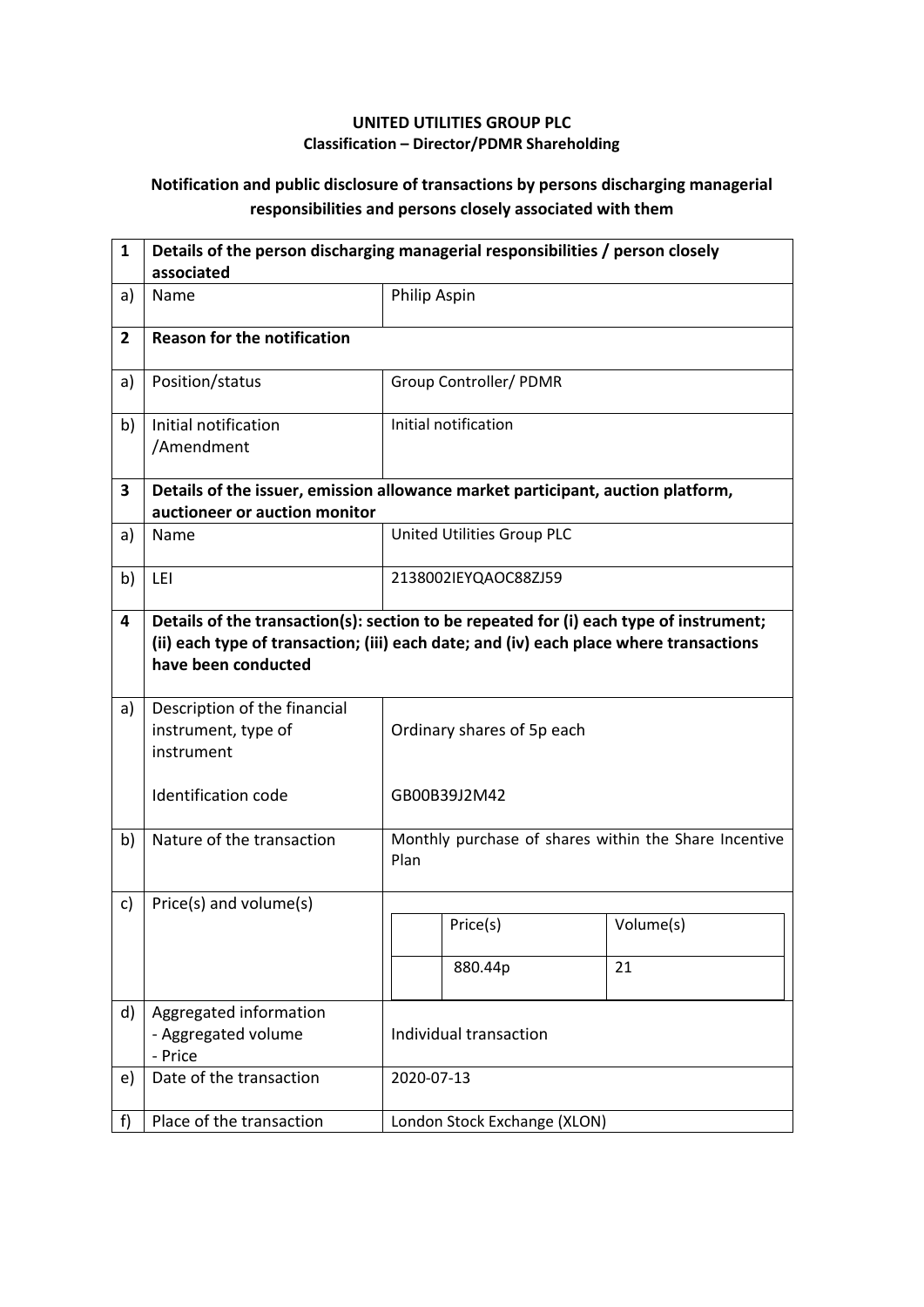**UNITED UTILITIES GROUP PLC**
**Classification – Director/PDMR Shareholding**

**Notification and public disclosure of transactions by persons discharging managerial responsibilities and persons closely associated with them**

| | | |
|---|---|---|
| **1** | **Details of the person discharging managerial responsibilities / person closely associated** | |
| a) | Name | Philip Aspin |
| **2** | **Reason for the notification** | |
| a) | Position/status | Group Controller/ PDMR |
| b) | Initial notification /Amendment | Initial notification |
| **3** | **Details of the issuer, emission allowance market participant, auction platform, auctioneer or auction monitor** | |
| a) | Name | United Utilities Group PLC |
| b) | LEI | 2138002IEYQAOC88ZJ59 |
| **4** | **Details of the transaction(s): section to be repeated for (i) each type of instrument; (ii) each type of transaction; (iii) each date; and (iv) each place where transactions have been conducted** | |
| a) | Description of the financial instrument, type of instrument<br><br>Identification code | Ordinary shares of 5p each<br><br>GB00B39J2M42 |
| b) | Nature of the transaction | Monthly purchase of shares within the Share Incentive Plan |
| c) | Price(s) and volume(s) | Price(s): 880.44p<br>Volume(s): 21 |
| d) | Aggregated information<br>- Aggregated volume<br>- Price | Individual transaction |
| e) | Date of the transaction | 2020-07-13 |
| f) | Place of the transaction | London Stock Exchange (XLON) |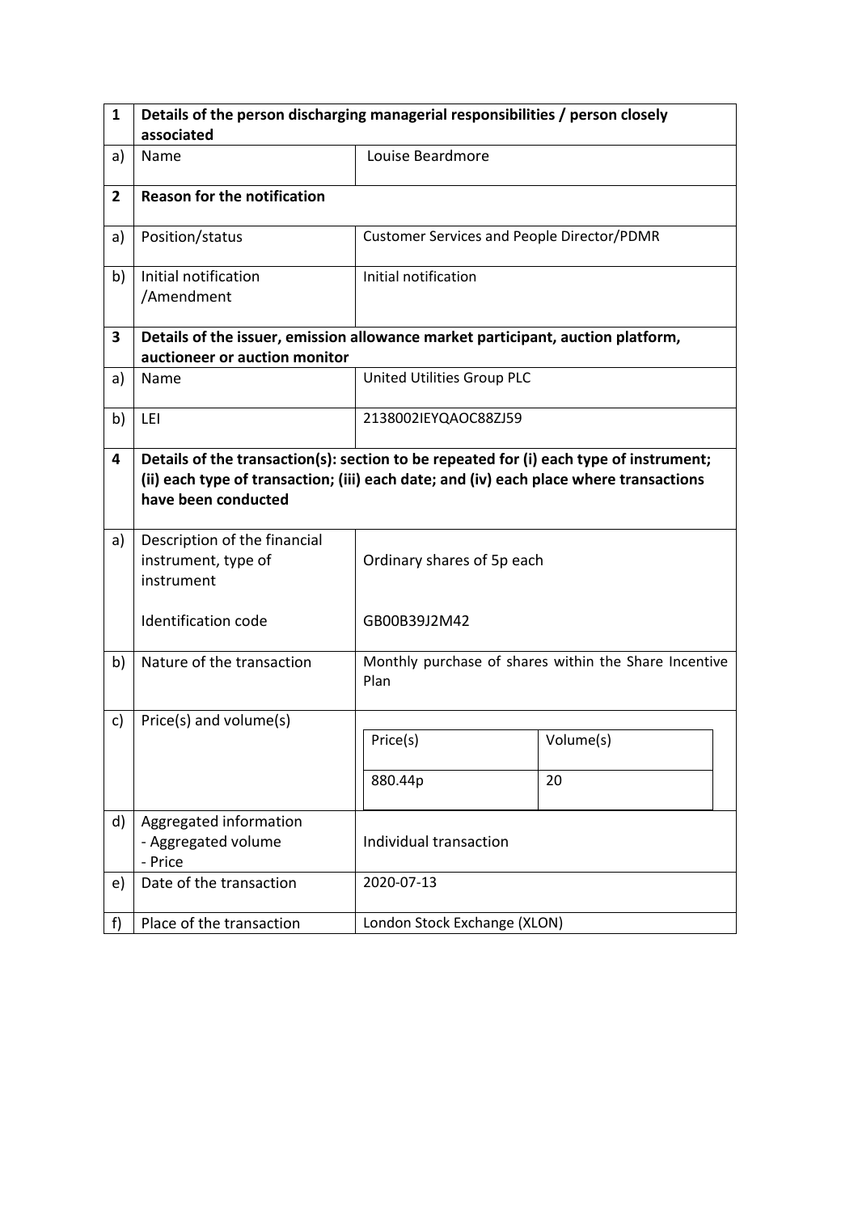| 1 | **Details of the person discharging managerial responsibilities / person closely associated** | |
|---|---|---|
| a) | Name | Louise Beardmore |
| **2** | **Reason for the notification** | |
| a) | Position/status | Customer Services and People Director/PDMR |
| b) | Initial notification /Amendment | Initial notification |
| **3** | **Details of the issuer, emission allowance market participant, auction platform, auctioneer or auction monitor** | |
| a) | Name | United Utilities Group PLC |
| b) | LEI | 2138002IEYQAOC88ZJ59 |
| **4** | **Details of the transaction(s): section to be repeated for (i) each type of instrument; (ii) each type of transaction; (iii) each date; and (iv) each place where transactions have been conducted** | |
| a) | Description of the financial instrument, type of instrument<br><br>Identification code | Ordinary shares of 5p each<br><br>GB00B39J2M42 |
| b) | Nature of the transaction | Monthly purchase of shares within the Share Incentive Plan |
| c) | Price(s) and volume(s) | Price(s): 880.44p<br>Volume(s): 20 |
| d) | Aggregated information<br>- Aggregated volume<br>- Price | Individual transaction |
| e) | Date of the transaction | 2020-07-13 |
| f) | Place of the transaction | London Stock Exchange (XLON) |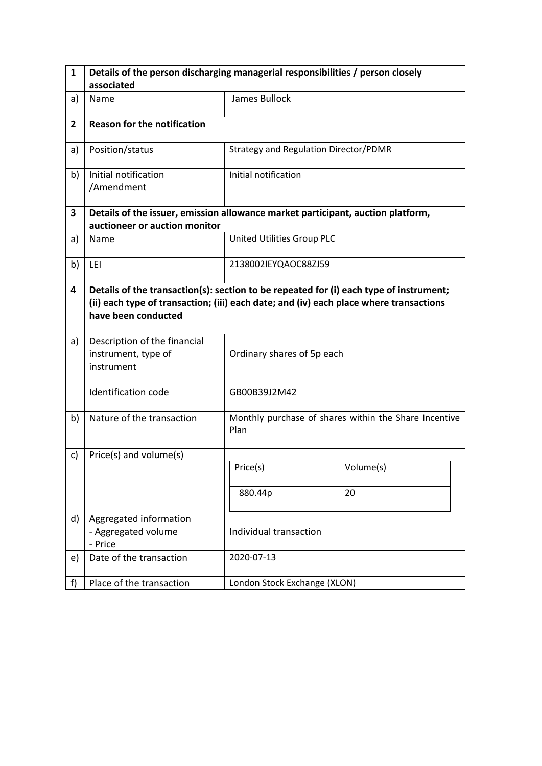| 1 | Details of the person discharging managerial responsibilities / person closely associated | |
|---|---|---|
| a) | Name | James Bullock |
| **2** | **Reason for the notification** | |
| a) | Position/status | Strategy and Regulation Director/PDMR |
| b) | Initial notification /Amendment | Initial notification |
| **3** | **Details of the issuer, emission allowance market participant, auction platform, auctioneer or auction monitor** | |
| a) | Name | United Utilities Group PLC |
| b) | LEI | 2138002IEYQAOC88ZJ59 |
| **4** | **Details of the transaction(s): section to be repeated for (i) each type of instrument; (ii) each type of transaction; (iii) each date; and (iv) each place where transactions have been conducted** | |
| a) | Description of the financial instrument, type of instrument<br><br>Identification code | Ordinary shares of 5p each<br><br>GB00B39J2M42 |
| b) | Nature of the transaction | Monthly purchase of shares within the Share Incentive Plan |
| c) | Price(s) and volume(s) | Price(s): 880.44p<br>Volume(s): 20 |
| d) | Aggregated information<br>- Aggregated volume<br>- Price | Individual transaction |
| e) | Date of the transaction | 2020-07-13 |
| f) | Place of the transaction | London Stock Exchange (XLON) |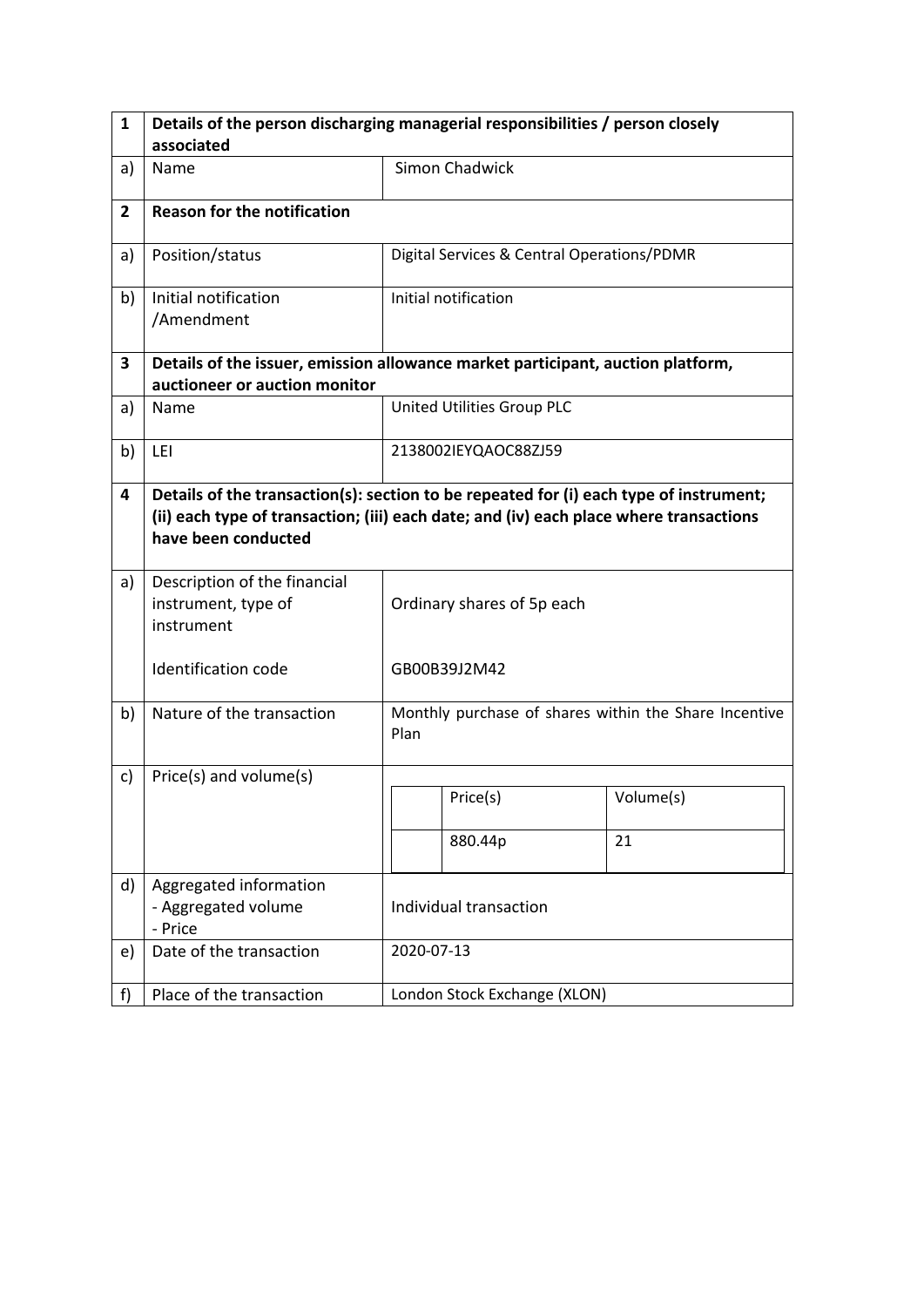| 1 | Details of the person discharging managerial responsibilities / person closely associated | |
|---|---|---|
| a) | Name | Simon Chadwick |
| **2** | **Reason for the notification** | |
| a) | Position/status | Digital Services & Central Operations/PDMR |
| b) | Initial notification /Amendment | Initial notification |
| **3** | **Details of the issuer, emission allowance market participant, auction platform, auctioneer or auction monitor** | |
| a) | Name | United Utilities Group PLC |
| b) | LEI | 2138002IEYQAOC88ZJ59 |
| **4** | **Details of the transaction(s): section to be repeated for (i) each type of instrument; (ii) each type of transaction; (iii) each date; and (iv) each place where transactions have been conducted** | |
| a) | Description of the financial instrument, type of instrument<br><br>Identification code | Ordinary shares of 5p each<br><br>GB00B39J2M42 |
| b) | Nature of the transaction | Monthly purchase of shares within the Share Incentive Plan |
| c) | Price(s) and volume(s) | Price(s): 880.44p; Volume(s): 21 |
| d) | Aggregated information<br>- Aggregated volume<br>- Price | Individual transaction |
| e) | Date of the transaction | 2020-07-13 |
| f) | Place of the transaction | London Stock Exchange (XLON) |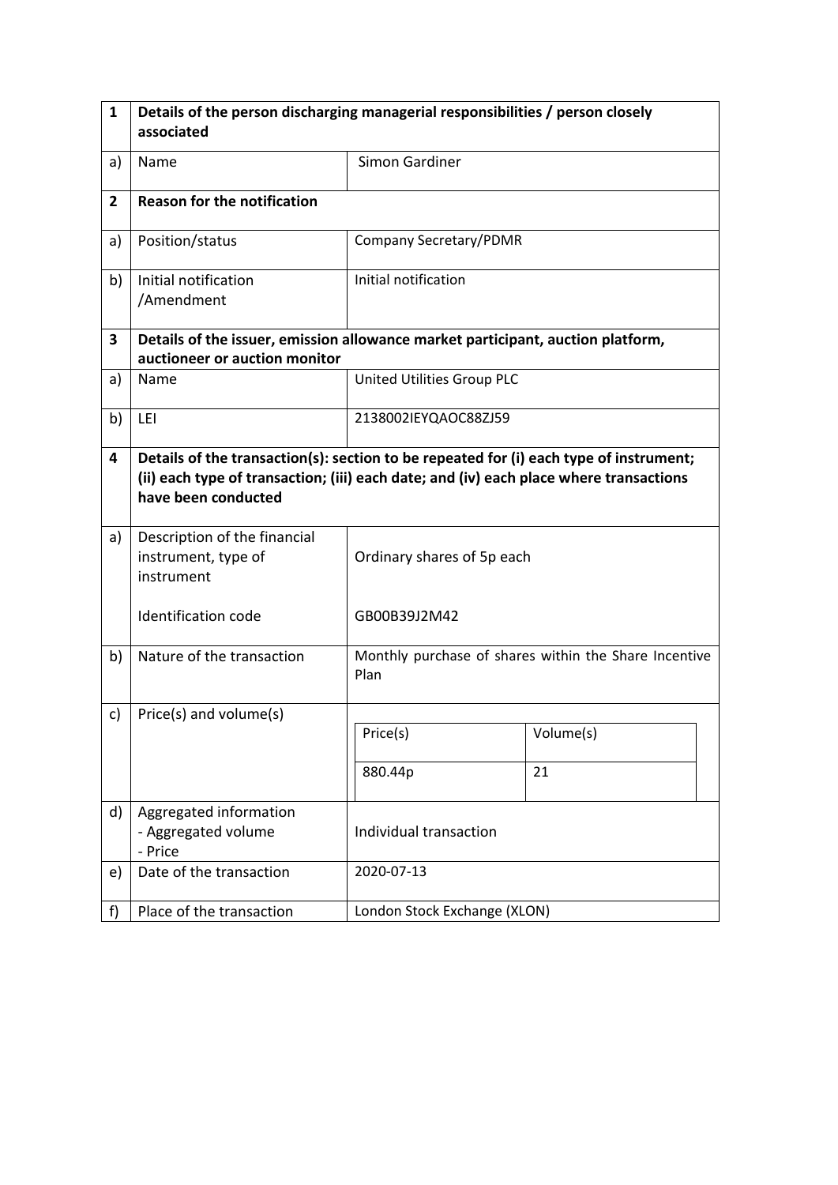| 1 | Details of the person discharging managerial responsibilities / person closely associated | |
|---|---|---|
| a) | Name | Simon Gardiner |
| **2** | **Reason for the notification** | |
| a) | Position/status | Company Secretary/PDMR |
| b) | Initial notification /Amendment | Initial notification |
| **3** | **Details of the issuer, emission allowance market participant, auction platform, auctioneer or auction monitor** | |
| a) | Name | United Utilities Group PLC |
| b) | LEI | 2138002IEYQAOC88ZJ59 |
| **4** | **Details of the transaction(s): section to be repeated for (i) each type of instrument; (ii) each type of transaction; (iii) each date; and (iv) each place where transactions have been conducted** | |
| a) | Description of the financial instrument, type of instrument<br><br>Identification code | Ordinary shares of 5p each<br><br>GB00B39J2M42 |
| b) | Nature of the transaction | Monthly purchase of shares within the Share Incentive Plan |
| c) | Price(s) and volume(s) | Price(s): 880.44p / Volume(s): 21 |
| d) | Aggregated information<br>- Aggregated volume<br>- Price | Individual transaction |
| e) | Date of the transaction | 2020-07-13 |
| f) | Place of the transaction | London Stock Exchange (XLON) |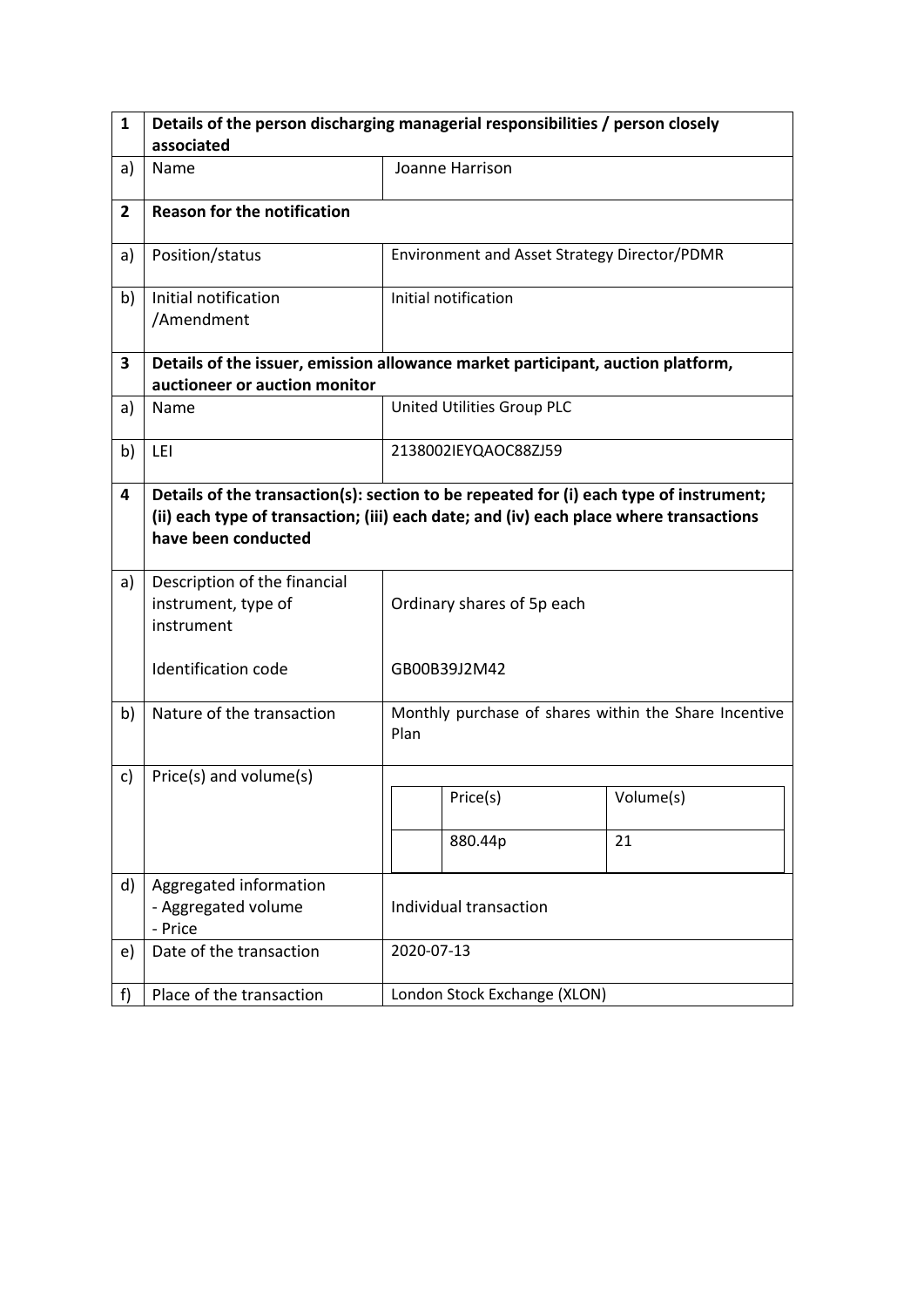| 1 | Details of the person discharging managerial responsibilities / person closely associated | |
|---|---|---|
| a) | Name | Joanne Harrison |
| **2** | **Reason for the notification** | |
| a) | Position/status | Environment and Asset Strategy Director/PDMR |
| b) | Initial notification /Amendment | Initial notification |
| **3** | **Details of the issuer, emission allowance market participant, auction platform, auctioneer or auction monitor** | |
| a) | Name | United Utilities Group PLC |
| b) | LEI | 2138002IEYQAOC88ZJ59 |
| **4** | **Details of the transaction(s): section to be repeated for (i) each type of instrument; (ii) each type of transaction; (iii) each date; and (iv) each place where transactions have been conducted** | |
| a) | Description of the financial instrument, type of instrument<br><br>Identification code | Ordinary shares of 5p each<br><br>GB00B39J2M42 |
| b) | Nature of the transaction | Monthly purchase of shares within the Share Incentive Plan |
| c) | Price(s) and volume(s) | Price(s): 880.44p<br>Volume(s): 21 |
| d) | Aggregated information<br>- Aggregated volume<br>- Price | Individual transaction |
| e) | Date of the transaction | 2020-07-13 |
| f) | Place of the transaction | London Stock Exchange (XLON) |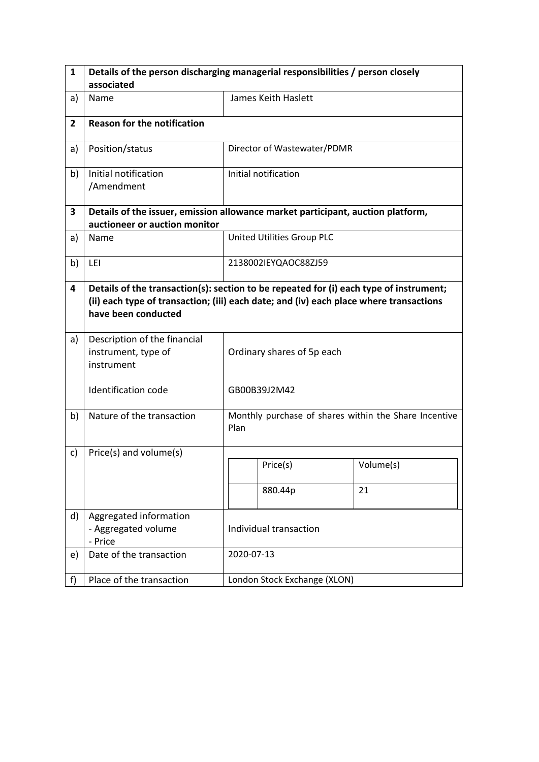| 1 | Details of the person discharging managerial responsibilities / person closely associated | |
|---|---|---|
| a) | Name | James Keith Haslett |
| **2** | **Reason for the notification** | |
| a) | Position/status | Director of Wastewater/PDMR |
| b) | Initial notification /Amendment | Initial notification |
| **3** | **Details of the issuer, emission allowance market participant, auction platform, auctioneer or auction monitor** | |
| a) | Name | United Utilities Group PLC |
| b) | LEI | 2138002IEYQAOC88ZJ59 |
| **4** | **Details of the transaction(s): section to be repeated for (i) each type of instrument; (ii) each type of transaction; (iii) each date; and (iv) each place where transactions have been conducted** | |
| a) | Description of the financial instrument, type of instrument<br><br>Identification code | Ordinary shares of 5p each<br><br>GB00B39J2M42 |
| b) | Nature of the transaction | Monthly purchase of shares within the Share Incentive Plan |
| c) | Price(s) and volume(s) | Price(s): 880.44p<br>Volume(s): 21 |
| d) | Aggregated information<br>- Aggregated volume<br>- Price | Individual transaction |
| e) | Date of the transaction | 2020-07-13 |
| f) | Place of the transaction | London Stock Exchange (XLON) |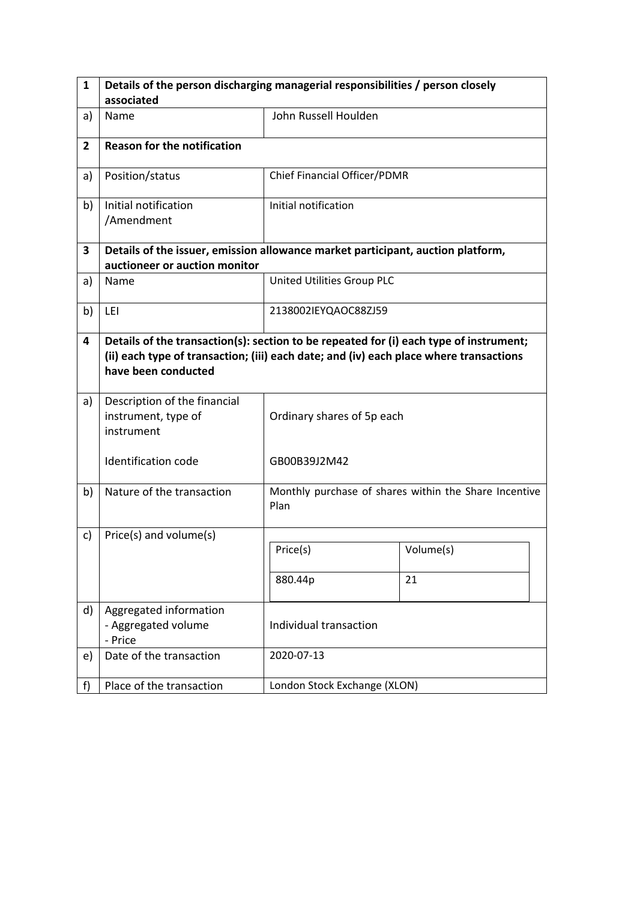| 1 | Details of the person discharging managerial responsibilities / person closely associated | |
|---|---|---|
| a) | Name | John Russell Houlden |
| **2** | **Reason for the notification** | |
| a) | Position/status | Chief Financial Officer/PDMR |
| b) | Initial notification /Amendment | Initial notification |
| **3** | **Details of the issuer, emission allowance market participant, auction platform, auctioneer or auction monitor** | |
| a) | Name | United Utilities Group PLC |
| b) | LEI | 2138002IEYQAOC88ZJ59 |
| **4** | **Details of the transaction(s): section to be repeated for (i) each type of instrument; (ii) each type of transaction; (iii) each date; and (iv) each place where transactions have been conducted** | |
| a) | Description of the financial instrument, type of instrument<br><br>Identification code | Ordinary shares of 5p each<br><br>GB00B39J2M42 |
| b) | Nature of the transaction | Monthly purchase of shares within the Share Incentive Plan |
| c) | Price(s) and volume(s) | Price(s): 880.44p<br>Volume(s): 21 |
| d) | Aggregated information<br>- Aggregated volume<br>- Price | Individual transaction |
| e) | Date of the transaction | 2020-07-13 |
| f) | Place of the transaction | London Stock Exchange (XLON) |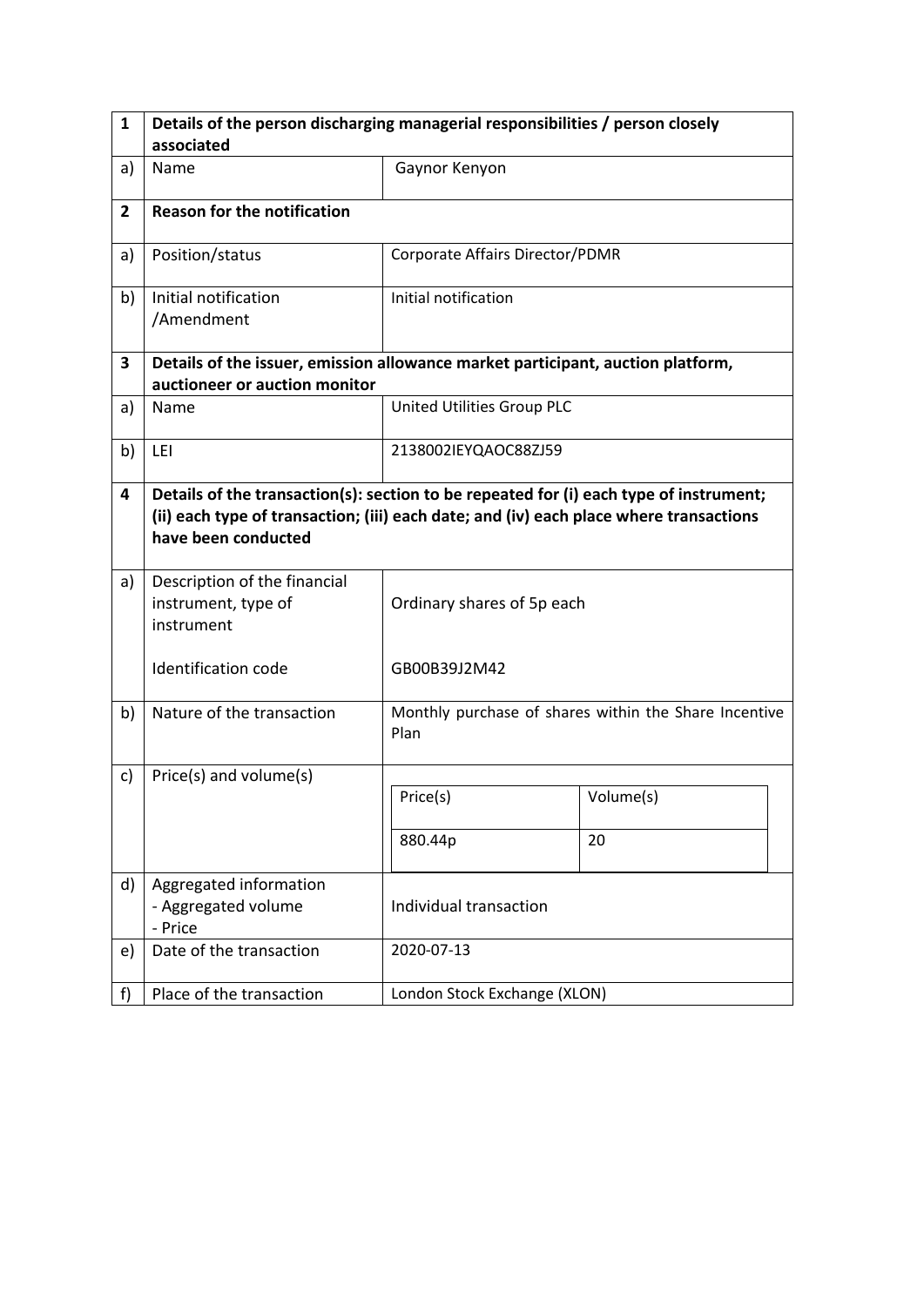| 1 | Details of the person discharging managerial responsibilities / person closely associated | |
|---|---|---|
| a) | Name | Gaynor Kenyon |
| **2** | **Reason for the notification** | |
| a) | Position/status | Corporate Affairs Director/PDMR |
| b) | Initial notification /Amendment | Initial notification |
| **3** | **Details of the issuer, emission allowance market participant, auction platform, auctioneer or auction monitor** | |
| a) | Name | United Utilities Group PLC |
| b) | LEI | 2138002IEYQAOC88ZJ59 |
| **4** | **Details of the transaction(s): section to be repeated for (i) each type of instrument; (ii) each type of transaction; (iii) each date; and (iv) each place where transactions have been conducted** | |
| a) | Description of the financial instrument, type of instrument<br><br>Identification code | Ordinary shares of 5p each<br><br>GB00B39J2M42 |
| b) | Nature of the transaction | Monthly purchase of shares within the Share Incentive Plan |
| c) | Price(s) and volume(s) | Price(s): 880.44p<br>Volume(s): 20 |
| d) | Aggregated information<br>- Aggregated volume<br>- Price | Individual transaction |
| e) | Date of the transaction | 2020-07-13 |
| f) | Place of the transaction | London Stock Exchange (XLON) |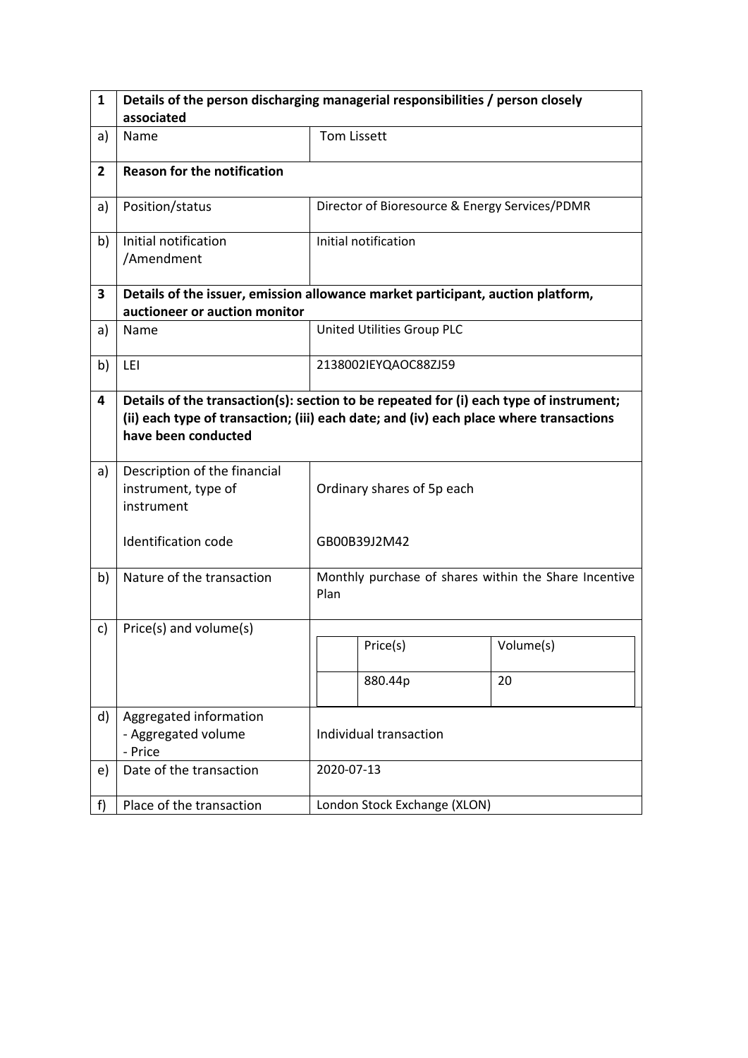| 1 | Details of the person discharging managerial responsibilities / person closely associated | |
|---|---|---|
| a) | Name | Tom Lissett |
| **2** | **Reason for the notification** | |
| a) | Position/status | Director of Bioresource & Energy Services/PDMR |
| b) | Initial notification /Amendment | Initial notification |
| **3** | **Details of the issuer, emission allowance market participant, auction platform, auctioneer or auction monitor** | |
| a) | Name | United Utilities Group PLC |
| b) | LEI | 2138002IEYQAOC88ZJ59 |
| **4** | **Details of the transaction(s): section to be repeated for (i) each type of instrument; (ii) each type of transaction; (iii) each date; and (iv) each place where transactions have been conducted** | |
| a) | Description of the financial instrument, type of instrument<br><br>Identification code | Ordinary shares of 5p each<br><br>GB00B39J2M42 |
| b) | Nature of the transaction | Monthly purchase of shares within the Share Incentive Plan |
| c) | Price(s) and volume(s) | Price(s): 880.44p — Volume(s): 20 |
| d) | Aggregated information<br>- Aggregated volume<br>- Price | Individual transaction |
| e) | Date of the transaction | 2020-07-13 |
| f) | Place of the transaction | London Stock Exchange (XLON) |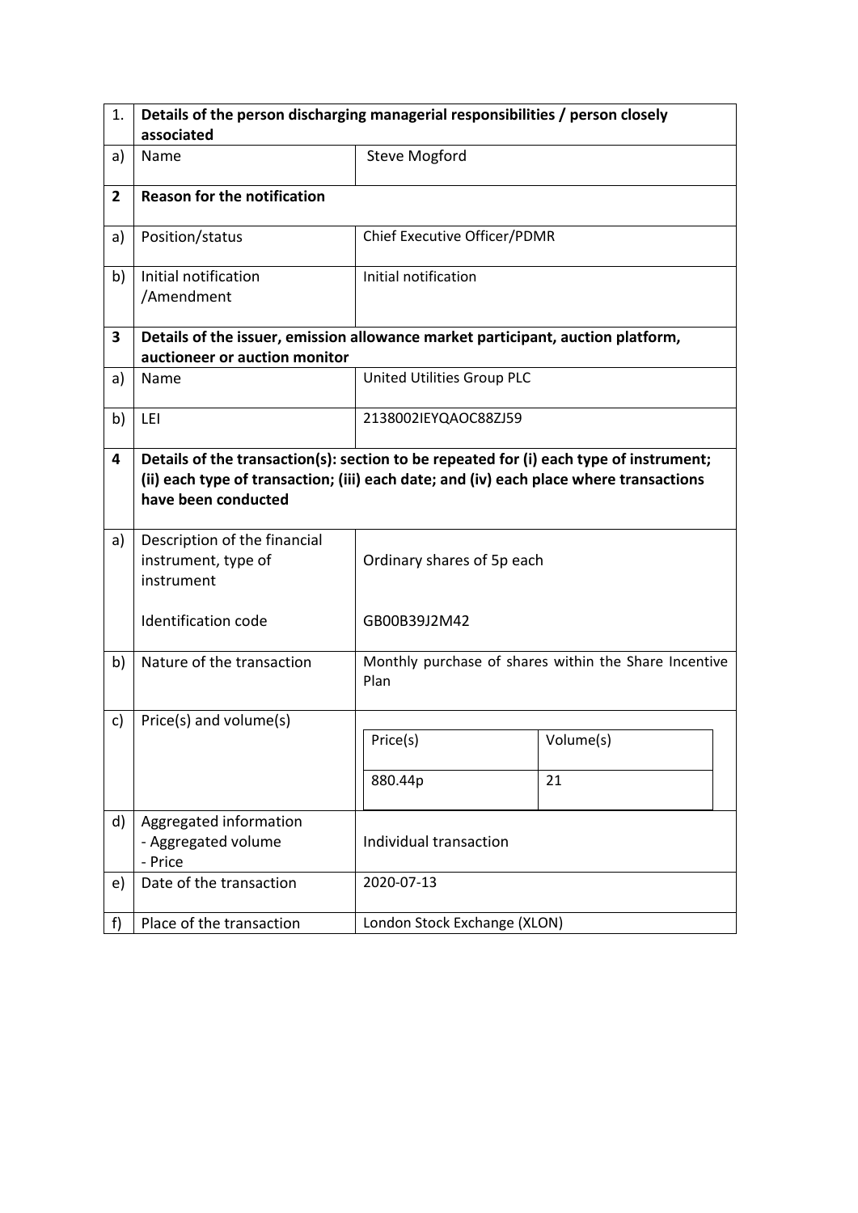| 1. | Details of the person discharging managerial responsibilities / person closely associated | |
|---|---|---|
| a) | Name | Steve Mogford |
| **2** | **Reason for the notification** | |
| a) | Position/status | Chief Executive Officer/PDMR |
| b) | Initial notification /Amendment | Initial notification |
| **3** | **Details of the issuer, emission allowance market participant, auction platform, auctioneer or auction monitor** | |
| a) | Name | United Utilities Group PLC |
| b) | LEI | 2138002IEYQAOC88ZJ59 |
| **4** | **Details of the transaction(s): section to be repeated for (i) each type of instrument; (ii) each type of transaction; (iii) each date; and (iv) each place where transactions have been conducted** | |
| a) | Description of the financial instrument, type of instrument<br><br>Identification code | Ordinary shares of 5p each<br><br>GB00B39J2M42 |
| b) | Nature of the transaction | Monthly purchase of shares within the Share Incentive Plan |
| c) | Price(s) and volume(s) | Price(s): 880.44p<br>Volume(s): 21 |
| d) | Aggregated information<br>- Aggregated volume<br>- Price | Individual transaction |
| e) | Date of the transaction | 2020-07-13 |
| f) | Place of the transaction | London Stock Exchange (XLON) |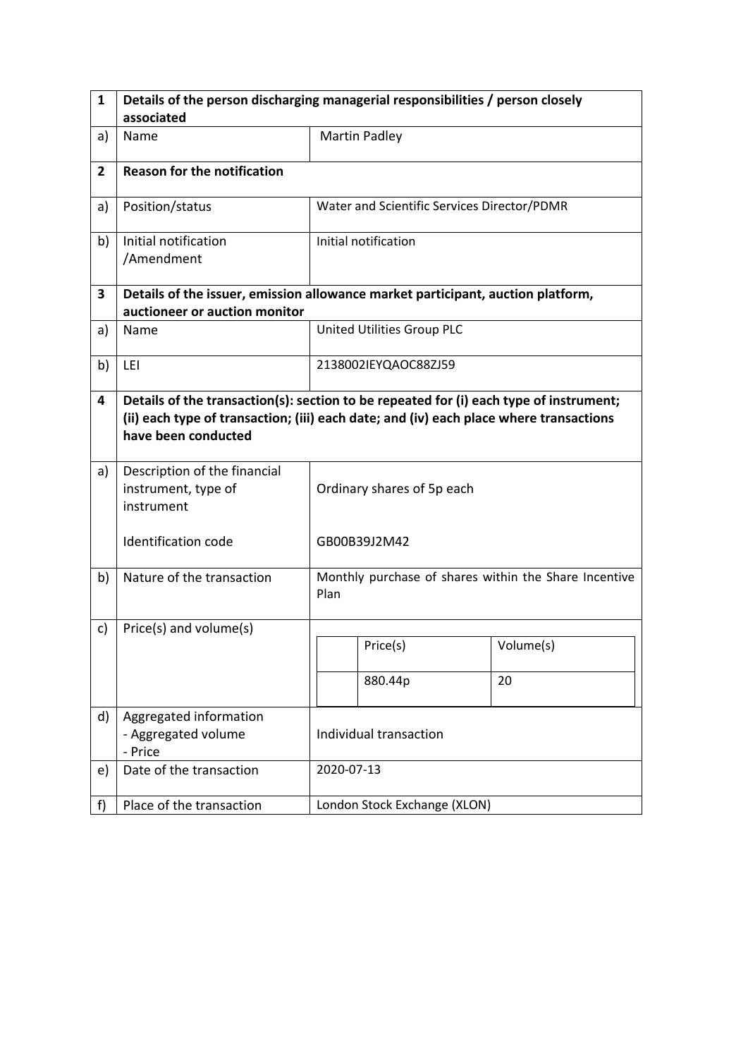| 1 | Details of the person discharging managerial responsibilities / person closely associated | |
|---|---|---|
| a) | Name | Martin Padley |
| **2** | **Reason for the notification** | |
| a) | Position/status | Water and Scientific Services Director/PDMR |
| b) | Initial notification /Amendment | Initial notification |
| **3** | **Details of the issuer, emission allowance market participant, auction platform, auctioneer or auction monitor** | |
| a) | Name | United Utilities Group PLC |
| b) | LEI | 2138002IEYQAOC88ZJ59 |
| **4** | **Details of the transaction(s): section to be repeated for (i) each type of instrument; (ii) each type of transaction; (iii) each date; and (iv) each place where transactions have been conducted** | |
| a) | Description of the financial instrument, type of instrument<br><br>Identification code | Ordinary shares of 5p each<br><br>GB00B39J2M42 |
| b) | Nature of the transaction | Monthly purchase of shares within the Share Incentive Plan |
| c) | Price(s) and volume(s) | Price(s): 880.44p<br>Volume(s): 20 |
| d) | Aggregated information<br>- Aggregated volume<br>- Price | Individual transaction |
| e) | Date of the transaction | 2020-07-13 |
| f) | Place of the transaction | London Stock Exchange (XLON) |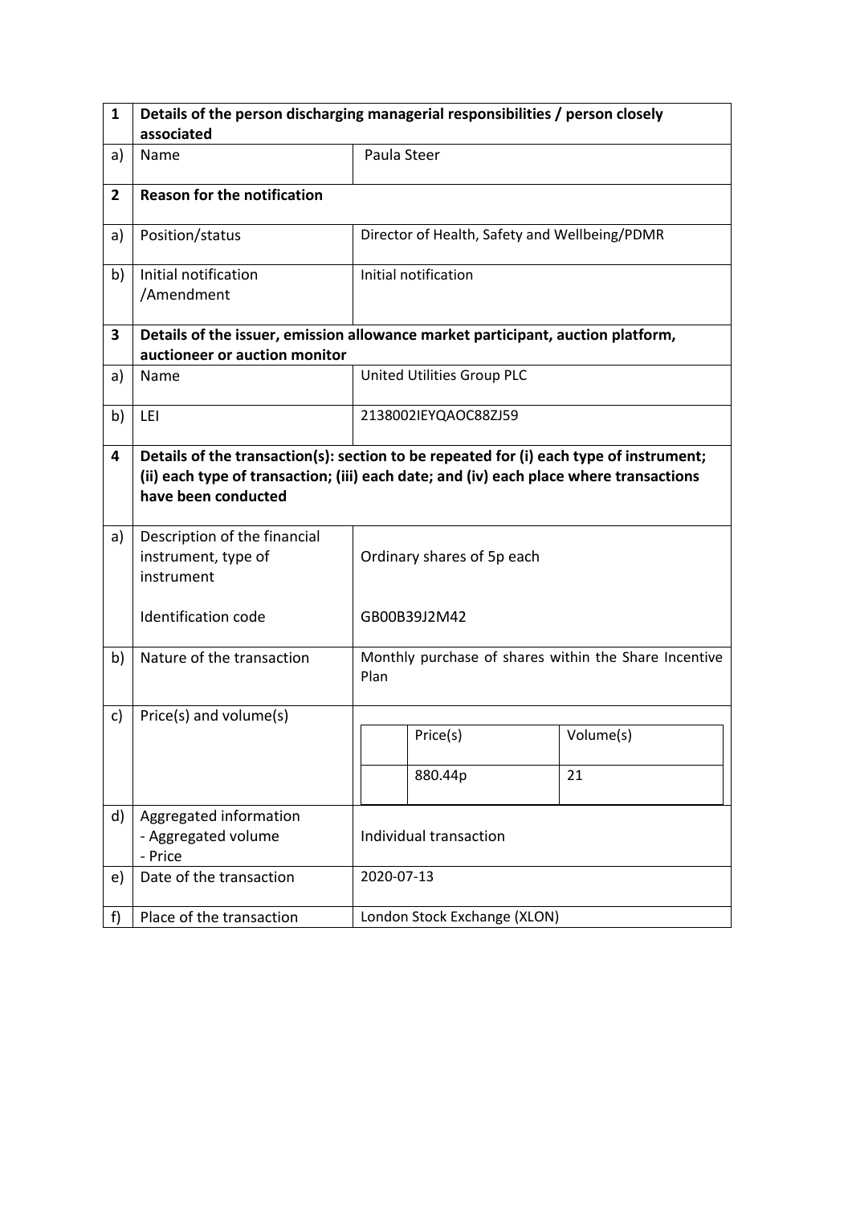| | | |
|---|---|---|
| **1** | **Details of the person discharging managerial responsibilities / person closely associated** | |
| a) | Name | Paula Steer |
| **2** | **Reason for the notification** | |
| a) | Position/status | Director of Health, Safety and Wellbeing/PDMR |
| b) | Initial notification /Amendment | Initial notification |
| **3** | **Details of the issuer, emission allowance market participant, auction platform, auctioneer or auction monitor** | |
| a) | Name | United Utilities Group PLC |
| b) | LEI | 2138002IEYQAOC88ZJ59 |
| **4** | **Details of the transaction(s): section to be repeated for (i) each type of instrument; (ii) each type of transaction; (iii) each date; and (iv) each place where transactions have been conducted** | |
| a) | Description of the financial instrument, type of instrument<br><br>Identification code | Ordinary shares of 5p each<br><br>GB00B39J2M42 |
| b) | Nature of the transaction | Monthly purchase of shares within the Share Incentive Plan |
| c) | Price(s) and volume(s) | Price(s): 880.44p<br>Volume(s): 21 |
| d) | Aggregated information<br>- Aggregated volume<br>- Price | Individual transaction |
| e) | Date of the transaction | 2020-07-13 |
| f) | Place of the transaction | London Stock Exchange (XLON) |